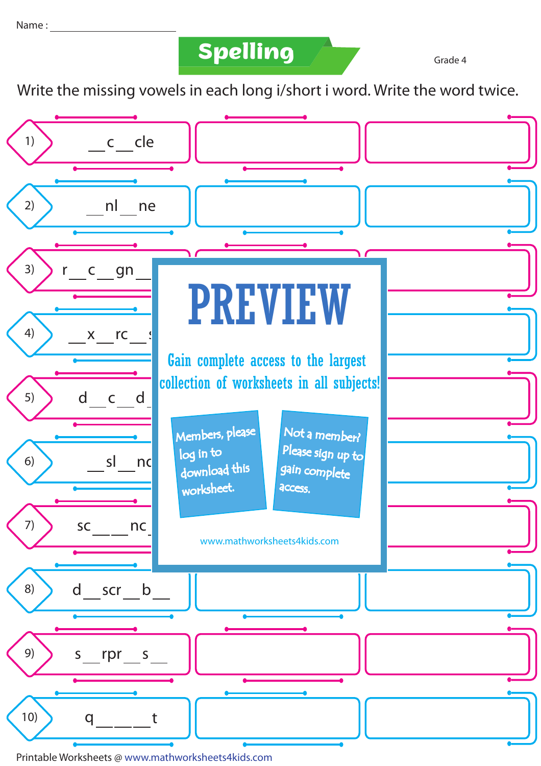Name : ____________________

# Spelling

Grade 4

Write the missing vowels in each long i/short i word. Write the word twice.

1) __c__cle

2) __nl__ne

3) r__c__gn__

4) __x__rc__s

5) d__c__d

6) __sl__nd

7) sc____nc

8) d__scr__b__

9) s__rpr__s__

10) q______t

PREVIEW

Gain complete access to the largest collection of worksheets in all subjects!

Members, please log in to download this worksheet.

Not a member? Please sign up to gain complete access.

www.mathworksheets4kids.com

Printable Worksheets @ www.mathworksheets4kids.com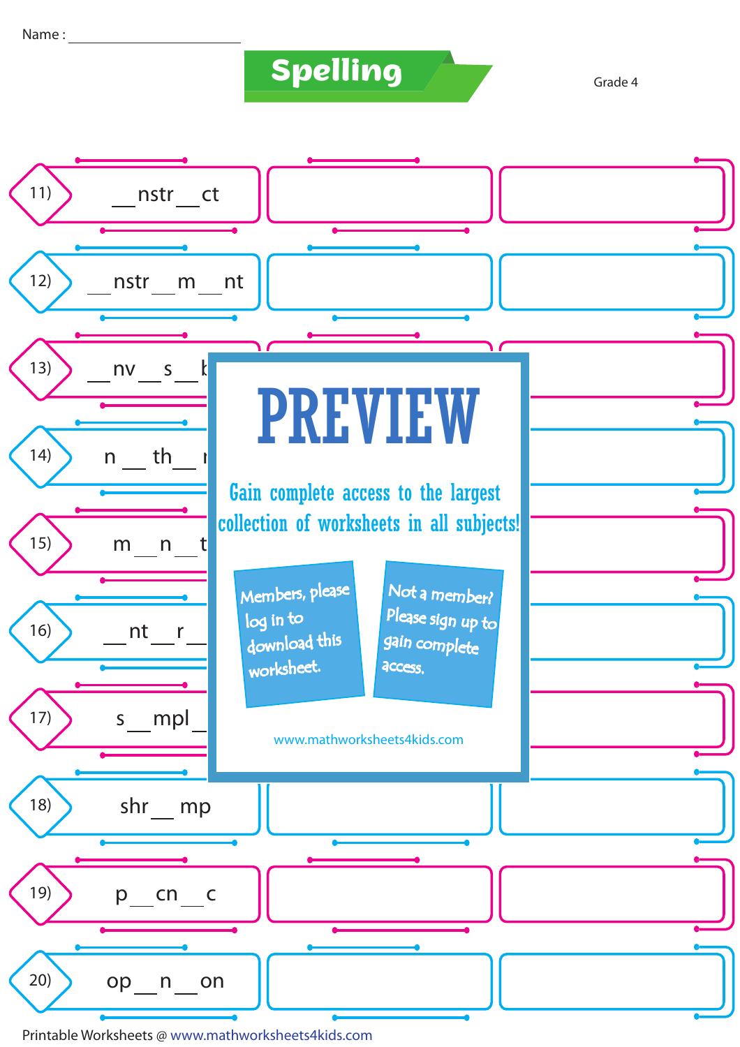Name : ____________________

# Spelling

Grade 4

| | | |
|---|---|---|
| 11) \_\_nstr\_\_ct | | |
| 12) \_\_nstr\_\_m\_\_nt | | |
| 13) \_\_nv\_\_s\_\_b | | |
| 14) n\_\_th\_\_n | | |
| 15) m\_\_n\_\_t | | |
| 16) \_\_nt\_\_r\_\_ | | |
| 17) s\_\_mpl\_\_ | | |
| 18) shr\_\_mp | | |
| 19) p\_\_cn\_\_c | | |
| 20) op\_\_n\_\_on | | |

PREVIEW

Gain complete access to the largest collection of worksheets in all subjects!

Members, please log in to download this worksheet.

Not a member? Please sign up to gain complete access.

www.mathworksheets4kids.com

Printable Worksheets @ www.mathworksheets4kids.com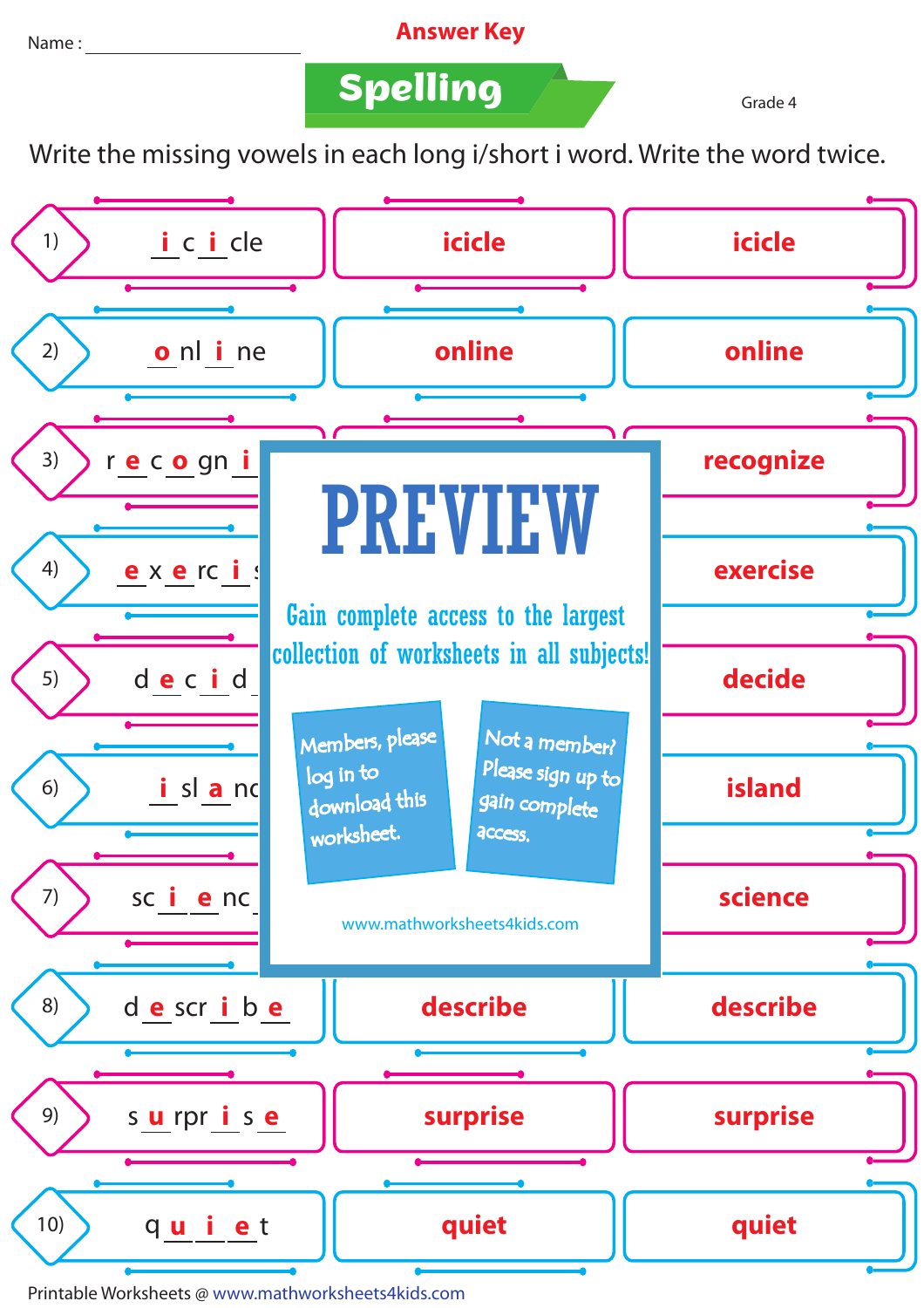Name : ____________________

**Answer Key**

# Spelling

Grade 4

Write the missing vowels in each long i/short i word. Write the word twice.

| | Word | Write | Write |
|---|---|---|---|
| 1) | _i_ c _i_ cle | icicle | icicle |
| 2) | _o_ nl _i_ ne | online | online |
| 3) | r _e_ c _o_ gn _i_ | | recognize |
| 4) | _e_ x _e_ rc _i_ | | exercise |
| 5) | d _e_ c _i_ d | | decide |
| 6) | _i_ sl _a_ n | | island |
| 7) | sc _i_ _e_ nc | | science |
| 8) | d _e_ scr _i_ b _e_ | describe | describe |
| 9) | s _u_ rpr _i_ s _e_ | surprise | surprise |
| 10) | q _u_ _i_ _e_ t | quiet | quiet |

PREVIEW

Gain complete access to the largest collection of worksheets in all subjects!

Members, please log in to download this worksheet.

Not a member? Please sign up to gain complete access.

www.mathworksheets4kids.com

Printable Worksheets @ www.mathworksheets4kids.com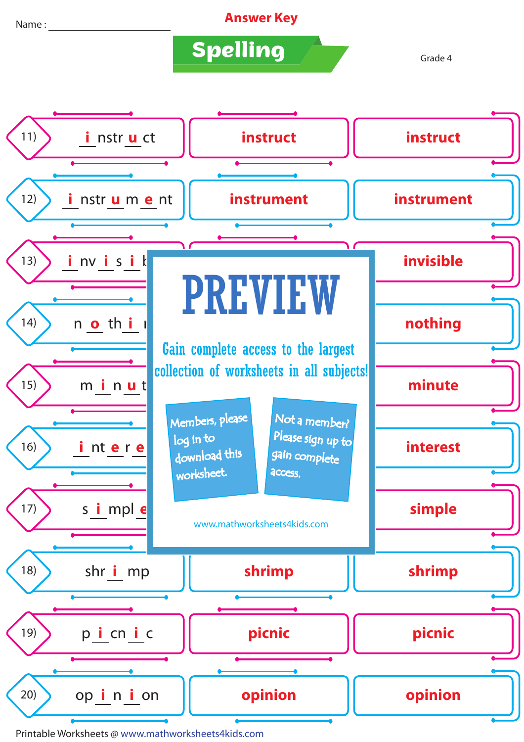Name : ___________________

**Answer Key**

# Spelling

Grade 4

| | | | |
|---|---|---|---|
| 11) | _i_ nstr _u_ ct | instruct | instruct |
| 12) | _i_ nstr _u_ m _e_ nt | instrument | instrument |
| 13) | _i_ nv _i_ s _i_ b | | invisible |
| 14) | n _o_ th _i_ | | nothing |
| 15) | m _i_ n _u_ t | | minute |
| 16) | _i_ nt _e_ r _e_ | | interest |
| 17) | s _i_ mpl _e_ | | simple |
| 18) | shr _i_ mp | shrimp | shrimp |
| 19) | p _i_ cn _i_ c | picnic | picnic |
| 20) | op _i_ n _i_ on | opinion | opinion |

PREVIEW

Gain complete access to the largest collection of worksheets in all subjects!

Members, please log in to download this worksheet.

Not a member? Please sign up to gain complete access.

www.mathworksheets4kids.com

Printable Worksheets @ www.mathworksheets4kids.com